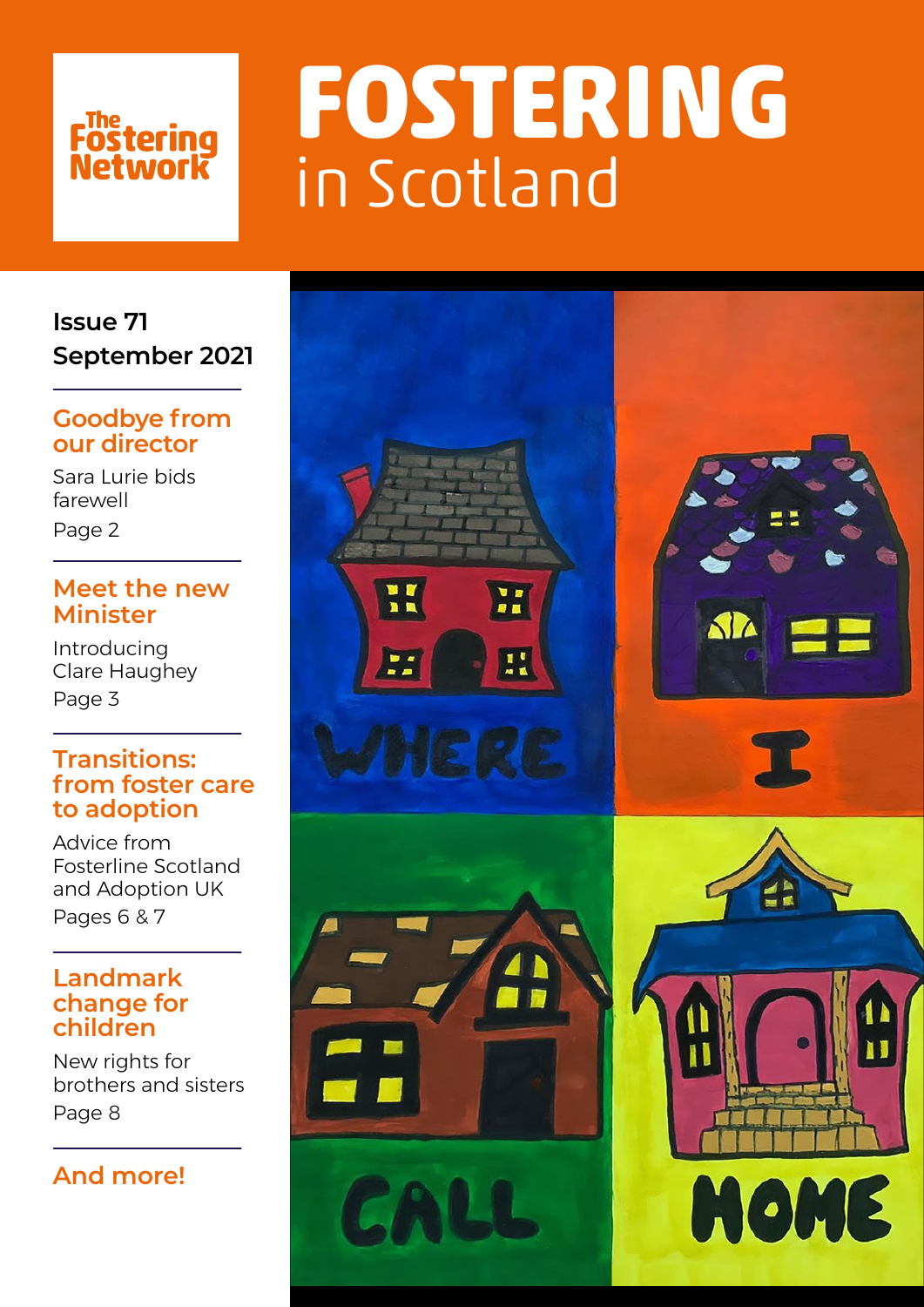The Fostering Network

# FOSTERING in Scotland

Issue 71
September 2021

## Goodbye from our director

Sara Lurie bids farewell

Page 2

## Meet the new Minister

Introducing Clare Haughey

Page 3

## Transitions: from foster care to adoption

Advice from Fosterline Scotland and Adoption UK

Pages 6 & 7

## Landmark change for children

New rights for brothers and sisters

Page 8

## And more!

WHERE I CALL HOME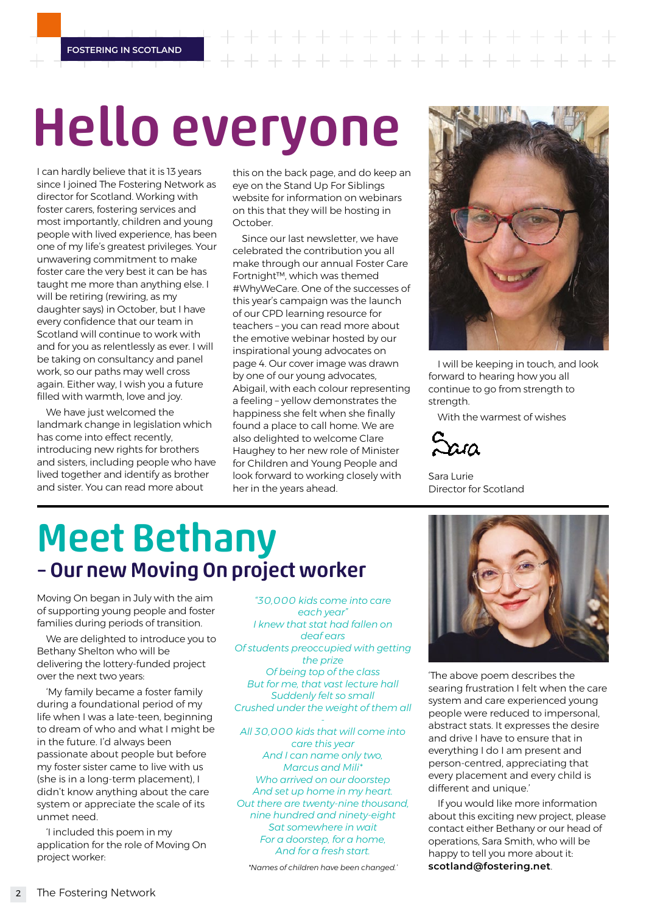# Hello everyone

I can hardly believe that it is 13 years since I joined The Fostering Network as director for Scotland. Working with foster carers, fostering services and most importantly, children and young people with lived experience, has been one of my life's greatest privileges. Your unwavering commitment to make foster care the very best it can be has taught me more than anything else. I will be retiring (rewiring, as my daughter says) in October, but I have every confidence that our team in Scotland will continue to work with and for you as relentlessly as ever. I will be taking on consultancy and panel work, so our paths may well cross again. Either way, I wish you a future filled with warmth, love and joy.

We have just welcomed the landmark change in legislation which has come into effect recently, introducing new rights for brothers and sisters, including people who have lived together and identify as brother and sister. You can read more about this on the back page, and do keep an eye on the Stand Up For Siblings website for information on webinars on this that they will be hosting in October.

Since our last newsletter, we have celebrated the contribution you all make through our annual Foster Care Fortnight™, which was themed #WhyWeCare. One of the successes of this year's campaign was the launch of our CPD learning resource for teachers – you can read more about the emotive webinar hosted by our inspirational young advocates on page 4. Our cover image was drawn by one of our young advocates, Abigail, with each colour representing a feeling – yellow demonstrates the happiness she felt when she finally found a place to call home. We are also delighted to welcome Clare Haughey to her new role of Minister for Children and Young People and look forward to working closely with her in the years ahead.

I will be keeping in touch, and look forward to hearing how you all continue to go from strength to strength.

With the warmest of wishes

Sara

Sara Lurie
Director for Scotland

# Meet Bethany

## – Our new Moving On project worker

Moving On began in July with the aim of supporting young people and foster families during periods of transition.

We are delighted to introduce you to Bethany Shelton who will be delivering the lottery-funded project over the next two years:

'My family became a foster family during a foundational period of my life when I was a late-teen, beginning to dream of who and what I might be in the future. I'd always been passionate about people but before my foster sister came to live with us (she is in a long-term placement), I didn't know anything about the care system or appreciate the scale of its unmet need.

'I included this poem in my application for the role of Moving On project worker:

*"30,000 kids come into care each year"*
*I knew that stat had fallen on deaf ears*
*Of students preoccupied with getting the prize*
*Of being top of the class*
*But for me, that vast lecture hall*
*Suddenly felt so small*
*Crushed under the weight of them all*
*-*
*All 30,000 kids that will come into care this year*
*And I can name only two,*
*Marcus and Mili**
*Who arrived on our doorstep*
*And set up home in my heart.*
*Out there are twenty-nine thousand, nine hundred and ninety-eight*
*Sat somewhere in wait*
*For a doorstep, for a home,*
*And for a fresh start.*

*\*Names of children have been changed.'*

'The above poem describes the searing frustration I felt when the care system and care experienced young people were reduced to impersonal, abstract stats. It expresses the desire and drive I have to ensure that in everything I do I am present and person-centred, appreciating that every placement and every child is different and unique.'

If you would like more information about this exciting new project, please contact either Bethany or our head of operations, Sara Smith, who will be happy to tell you more about it: **scotland@fostering.net**.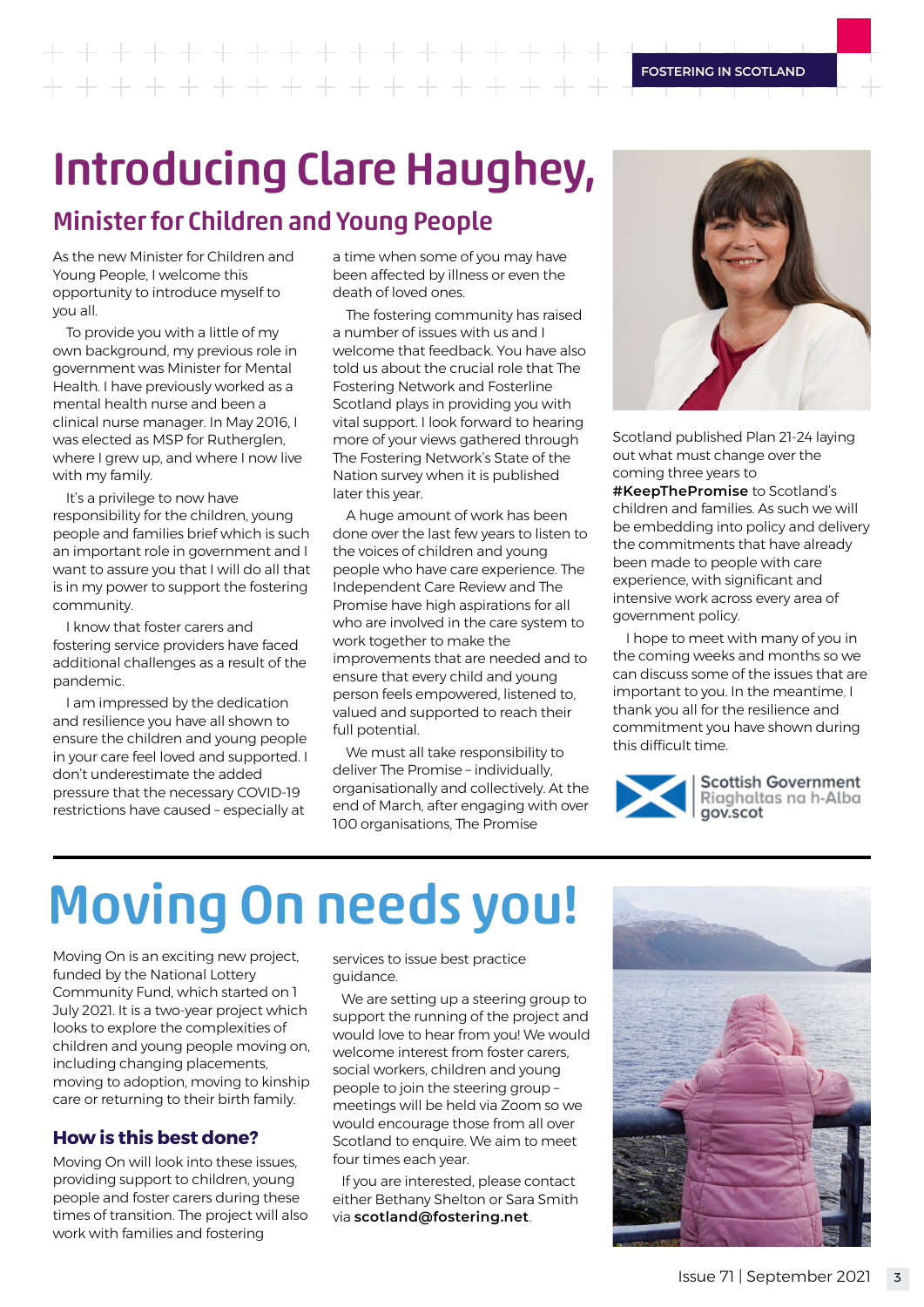# Introducing Clare Haughey,

## Minister for Children and Young People

As the new Minister for Children and Young People, I welcome this opportunity to introduce myself to you all.

To provide you with a little of my own background, my previous role in government was Minister for Mental Health. I have previously worked as a mental health nurse and been a clinical nurse manager. In May 2016, I was elected as MSP for Rutherglen, where I grew up, and where I now live with my family.

It's a privilege to now have responsibility for the children, young people and families brief which is such an important role in government and I want to assure you that I will do all that is in my power to support the fostering community.

I know that foster carers and fostering service providers have faced additional challenges as a result of the pandemic.

I am impressed by the dedication and resilience you have all shown to ensure the children and young people in your care feel loved and supported. I don't underestimate the added pressure that the necessary COVID-19 restrictions have caused – especially at a time when some of you may have been affected by illness or even the death of loved ones.

The fostering community has raised a number of issues with us and I welcome that feedback. You have also told us about the crucial role that The Fostering Network and Fosterline Scotland plays in providing you with vital support. I look forward to hearing more of your views gathered through The Fostering Network's State of the Nation survey when it is published later this year.

A huge amount of work has been done over the last few years to listen to the voices of children and young people who have care experience. The Independent Care Review and The Promise have high aspirations for all who are involved in the care system to work together to make the improvements that are needed and to ensure that every child and young person feels empowered, listened to, valued and supported to reach their full potential.

We must all take responsibility to deliver The Promise – individually, organisationally and collectively. At the end of March, after engaging with over 100 organisations, The Promise Scotland published Plan 21-24 laying out what must change over the coming three years to **#KeepThePromise** to Scotland's children and families. As such we will be embedding into policy and delivery the commitments that have already been made to people with care experience, with significant and intensive work across every area of government policy.

I hope to meet with many of you in the coming weeks and months so we can discuss some of the issues that are important to you. In the meantime, I thank you all for the resilience and commitment you have shown during this difficult time.

Scottish Government
Riaghaltas na h-Alba
gov.scot

# Moving On needs you!

Moving On is an exciting new project, funded by the National Lottery Community Fund, which started on 1 July 2021. It is a two-year project which looks to explore the complexities of children and young people moving on, including changing placements, moving to adoption, moving to kinship care or returning to their birth family.

### How is this best done?

Moving On will look into these issues, providing support to children, young people and foster carers during these times of transition. The project will also work with families and fostering services to issue best practice guidance.

We are setting up a steering group to support the running of the project and would love to hear from you! We would welcome interest from foster carers, social workers, children and young people to join the steering group – meetings will be held via Zoom so we would encourage those from all over Scotland to enquire. We aim to meet four times each year.

If you are interested, please contact either Bethany Shelton or Sara Smith via **scotland@fostering.net**.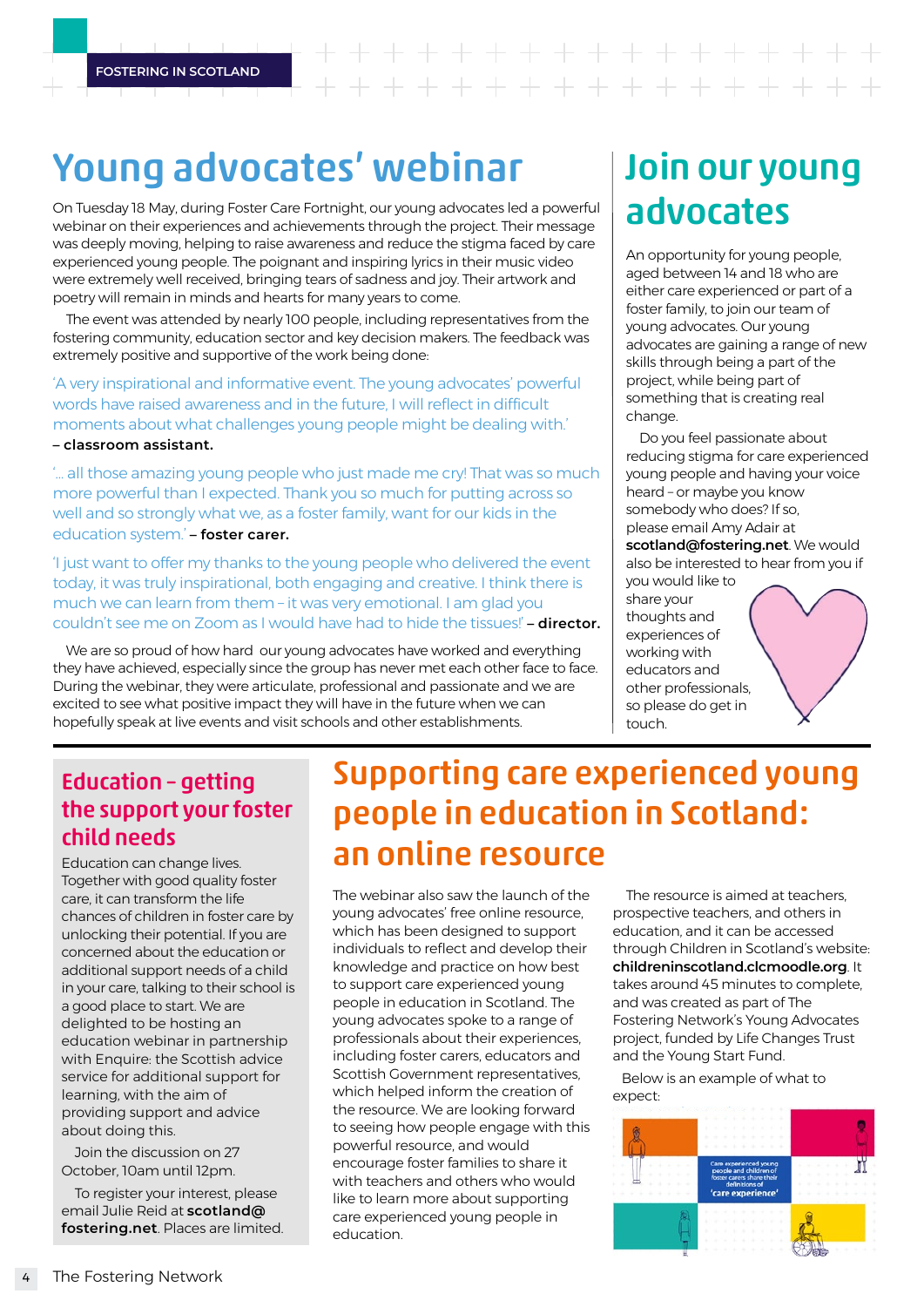# Young advocates' webinar

On Tuesday 18 May, during Foster Care Fortnight, our young advocates led a powerful webinar on their experiences and achievements through the project. Their message was deeply moving, helping to raise awareness and reduce the stigma faced by care experienced young people. The poignant and inspiring lyrics in their music video were extremely well received, bringing tears of sadness and joy. Their artwork and poetry will remain in minds and hearts for many years to come.

The event was attended by nearly 100 people, including representatives from the fostering community, education sector and key decision makers. The feedback was extremely positive and supportive of the work being done:

'A very inspirational and informative event. The young advocates' powerful words have raised awareness and in the future, I will reflect in difficult moments about what challenges young people might be dealing with.' **– classroom assistant.**

'... all those amazing young people who just made me cry! That was so much more powerful than I expected. Thank you so much for putting across so well and so strongly what we, as a foster family, want for our kids in the education system.' **– foster carer.**

'I just want to offer my thanks to the young people who delivered the event today, it was truly inspirational, both engaging and creative. I think there is much we can learn from them – it was very emotional. I am glad you couldn't see me on Zoom as I would have had to hide the tissues!' **– director.**

We are so proud of how hard our young advocates have worked and everything they have achieved, especially since the group has never met each other face to face. During the webinar, they were articulate, professional and passionate and we are excited to see what positive impact they will have in the future when we can hopefully speak at live events and visit schools and other establishments.

# Join our young advocates

An opportunity for young people, aged between 14 and 18 who are either care experienced or part of a foster family, to join our team of young advocates. Our young advocates are gaining a range of new skills through being a part of the project, while being part of something that is creating real change.

Do you feel passionate about reducing stigma for care experienced young people and having your voice heard – or maybe you know somebody who does? If so, please email Amy Adair at **scotland@fostering.net**. We would also be interested to hear from you if you would like to share your thoughts and experiences of working with educators and other professionals, so please do get in touch.

## Education – getting the support your foster child needs

Education can change lives. Together with good quality foster care, it can transform the life chances of children in foster care by unlocking their potential. If you are concerned about the education or additional support needs of a child in your care, talking to their school is a good place to start. We are delighted to be hosting an education webinar in partnership with Enquire: the Scottish advice service for additional support for learning, with the aim of providing support and advice about doing this.

Join the discussion on 27 October, 10am until 12pm.

To register your interest, please email Julie Reid at **scotland@fostering.net**. Places are limited.

# Supporting care experienced young people in education in Scotland: an online resource

The webinar also saw the launch of the young advocates' free online resource, which has been designed to support individuals to reflect and develop their knowledge and practice on how best to support care experienced young people in education in Scotland. The young advocates spoke to a range of professionals about their experiences, including foster carers, educators and Scottish Government representatives, which helped inform the creation of the resource. We are looking forward to seeing how people engage with this powerful resource, and would encourage foster families to share it with teachers and others who would like to learn more about supporting care experienced young people in education.

The resource is aimed at teachers, prospective teachers, and others in education, and it can be accessed through Children in Scotland's website: **childreninscotland.clcmoodle.org**. It takes around 45 minutes to complete, and was created as part of The Fostering Network's Young Advocates project, funded by Life Changes Trust and the Young Start Fund.

Below is an example of what to expect:

Care experienced young people and children of foster carers share their definitions of 'care experience'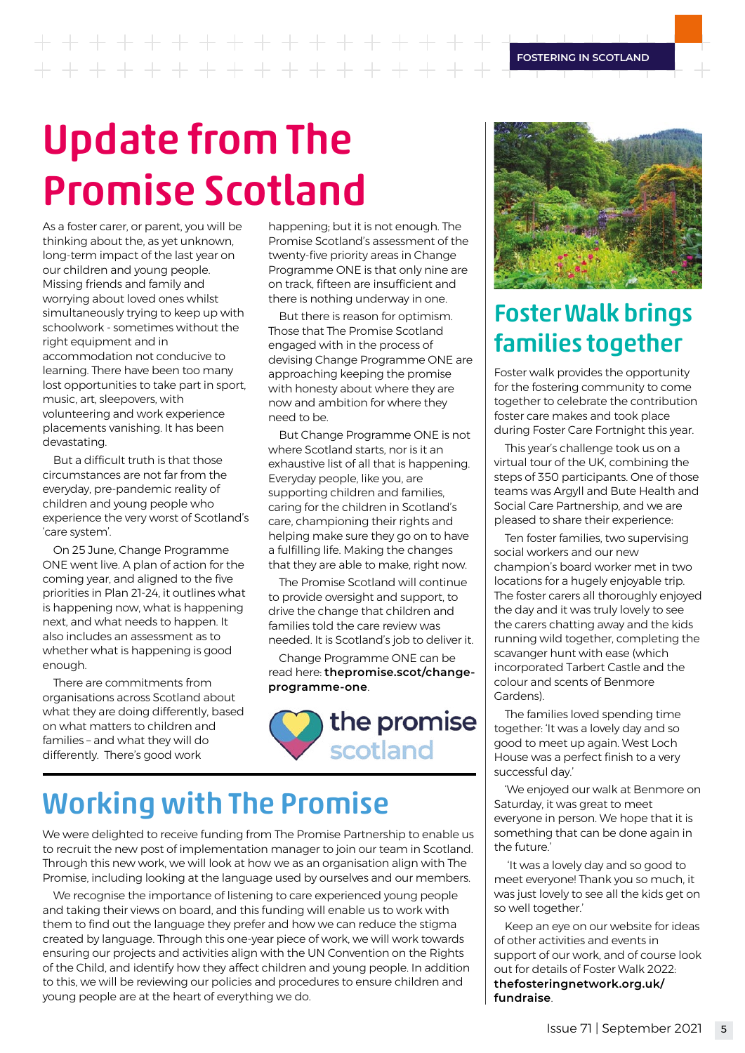# Update from The Promise Scotland

As a foster carer, or parent, you will be thinking about the, as yet unknown, long-term impact of the last year on our children and young people. Missing friends and family and worrying about loved ones whilst simultaneously trying to keep up with schoolwork - sometimes without the right equipment and in accommodation not conducive to learning. There have been too many lost opportunities to take part in sport, music, art, sleepovers, with volunteering and work experience placements vanishing. It has been devastating.

But a difficult truth is that those circumstances are not far from the everyday, pre-pandemic reality of children and young people who experience the very worst of Scotland's 'care system'.

On 25 June, Change Programme ONE went live. A plan of action for the coming year, and aligned to the five priorities in Plan 21-24, it outlines what is happening now, what is happening next, and what needs to happen. It also includes an assessment as to whether what is happening is good enough.

There are commitments from organisations across Scotland about what they are doing differently, based on what matters to children and families – and what they will do differently. There's good work happening; but it is not enough. The Promise Scotland's assessment of the twenty-five priority areas in Change Programme ONE is that only nine are on track, fifteen are insufficient and there is nothing underway in one.

But there is reason for optimism. Those that The Promise Scotland engaged with in the process of devising Change Programme ONE are approaching keeping the promise with honesty about where they are now and ambition for where they need to be.

But Change Programme ONE is not where Scotland starts, nor is it an exhaustive list of all that is happening. Everyday people, like you, are supporting children and families, caring for the children in Scotland's care, championing their rights and helping make sure they go on to have a fulfilling life. Making the changes that they are able to make, right now.

The Promise Scotland will continue to provide oversight and support, to drive the change that children and families told the care review was needed. It is Scotland's job to deliver it.

Change Programme ONE can be read here: **thepromise.scot/change-programme-one**.

the promise scotland

## Working with The Promise

We were delighted to receive funding from The Promise Partnership to enable us to recruit the new post of implementation manager to join our team in Scotland. Through this new work, we will look at how we as an organisation align with The Promise, including looking at the language used by ourselves and our members.

We recognise the importance of listening to care experienced young people and taking their views on board, and this funding will enable us to work with them to find out the language they prefer and how we can reduce the stigma created by language. Through this one-year piece of work, we will work towards ensuring our projects and activities align with the UN Convention on the Rights of the Child, and identify how they affect children and young people. In addition to this, we will be reviewing our policies and procedures to ensure children and young people are at the heart of everything we do.

## Foster Walk brings families together

Foster walk provides the opportunity for the fostering community to come together to celebrate the contribution foster care makes and took place during Foster Care Fortnight this year.

This year's challenge took us on a virtual tour of the UK, combining the steps of 350 participants. One of those teams was Argyll and Bute Health and Social Care Partnership, and we are pleased to share their experience:

Ten foster families, two supervising social workers and our new champion's board worker met in two locations for a hugely enjoyable trip. The foster carers all thoroughly enjoyed the day and it was truly lovely to see the carers chatting away and the kids running wild together, completing the scavanger hunt with ease (which incorporated Tarbert Castle and the colour and scents of Benmore Gardens).

The families loved spending time together: 'It was a lovely day and so good to meet up again. West Loch House was a perfect finish to a very successful day.'

'We enjoyed our walk at Benmore on Saturday, it was great to meet everyone in person. We hope that it is something that can be done again in the future.'

'It was a lovely day and so good to meet everyone! Thank you so much, it was just lovely to see all the kids get on so well together.'

Keep an eye on our website for ideas of other activities and events in support of our work, and of course look out for details of Foster Walk 2022: **thefosteringnetwork.org.uk/fundraise**.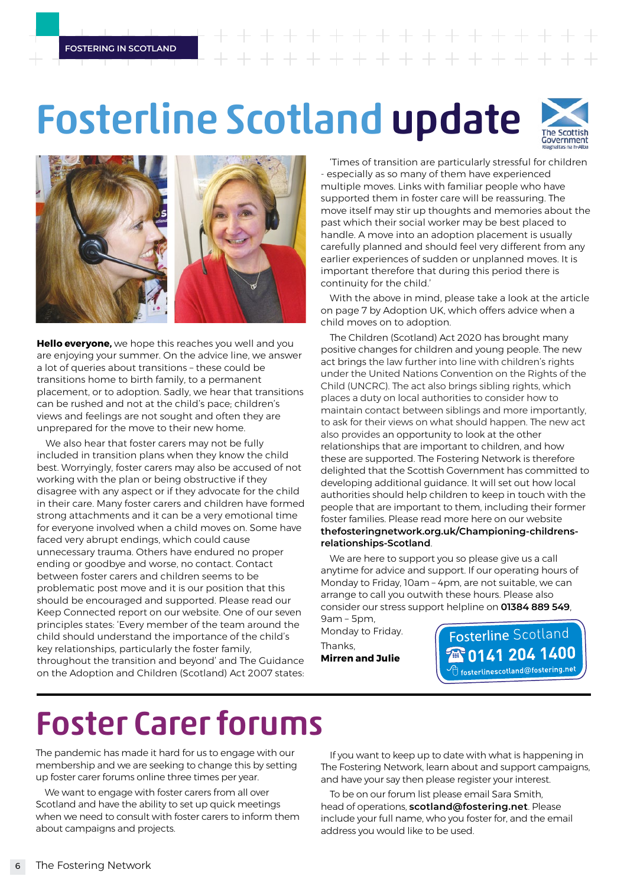# Fosterline Scotland update

**Hello everyone,** we hope this reaches you well and you are enjoying your summer. On the advice line, we answer a lot of queries about transitions – these could be transitions home to birth family, to a permanent placement, or to adoption. Sadly, we hear that transitions can be rushed and not at the child's pace; children's views and feelings are not sought and often they are unprepared for the move to their new home.

We also hear that foster carers may not be fully included in transition plans when they know the child best. Worryingly, foster carers may also be accused of not working with the plan or being obstructive if they disagree with any aspect or if they advocate for the child in their care. Many foster carers and children have formed strong attachments and it can be a very emotional time for everyone involved when a child moves on. Some have faced very abrupt endings, which could cause unnecessary trauma. Others have endured no proper ending or goodbye and worse, no contact. Contact between foster carers and children seems to be problematic post move and it is our position that this should be encouraged and supported. Please read our Keep Connected report on our website. One of our seven principles states: 'Every member of the team around the child should understand the importance of the child's key relationships, particularly the foster family, throughout the transition and beyond' and The Guidance on the Adoption and Children (Scotland) Act 2007 states:

'Times of transition are particularly stressful for children - especially as so many of them have experienced multiple moves. Links with familiar people who have supported them in foster care will be reassuring. The move itself may stir up thoughts and memories about the past which their social worker may be best placed to handle. A move into an adoption placement is usually carefully planned and should feel very different from any earlier experiences of sudden or unplanned moves. It is important therefore that during this period there is continuity for the child.'

With the above in mind, please take a look at the article on page 7 by Adoption UK, which offers advice when a child moves on to adoption.

The Children (Scotland) Act 2020 has brought many positive changes for children and young people. The new act brings the law further into line with children's rights under the United Nations Convention on the Rights of the Child (UNCRC). The act also brings sibling rights, which places a duty on local authorities to consider how to maintain contact between siblings and more importantly, to ask for their views on what should happen. The new act also provides an opportunity to look at the other relationships that are important to children, and how these are supported. The Fostering Network is therefore delighted that the Scottish Government has committed to developing additional guidance. It will set out how local authorities should help children to keep in touch with the people that are important to them, including their former foster families. Please read more here on our website **thefosteringnetwork.org.uk/Championing-childrens-relationships-Scotland**.

We are here to support you so please give us a call anytime for advice and support. If our operating hours of Monday to Friday, 10am – 4pm, are not suitable, we can arrange to call you outwith these hours. Please also consider our stress support helpline on **01384 889 549**, 9am – 5pm, Monday to Friday.

Thanks,
**Mirren and Julie**

Fosterline Scotland
**0141 204 1400**
fosterlinescotland@fostering.net

# Foster Carer forums

The pandemic has made it hard for us to engage with our membership and we are seeking to change this by setting up foster carer forums online three times per year.

We want to engage with foster carers from all over Scotland and have the ability to set up quick meetings when we need to consult with foster carers to inform them about campaigns and projects.

If you want to keep up to date with what is happening in The Fostering Network, learn about and support campaigns, and have your say then please register your interest.

To be on our forum list please email Sara Smith, head of operations, **scotland@fostering.net**. Please include your full name, who you foster for, and the email address you would like to be used.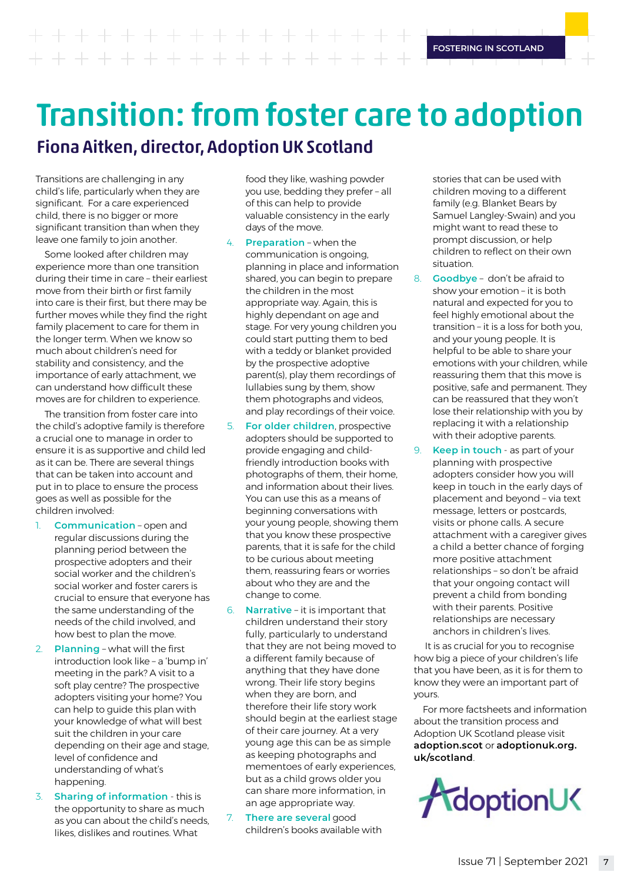# Transition: from foster care to adoption

## Fiona Aitken, director, Adoption UK Scotland

Transitions are challenging in any child's life, particularly when they are significant. For a care experienced child, there is no bigger or more significant transition than when they leave one family to join another.

Some looked after children may experience more than one transition during their time in care – their earliest move from their birth or first family into care is their first, but there may be further moves while they find the right family placement to care for them in the longer term. When we know so much about children's need for stability and consistency, and the importance of early attachment, we can understand how difficult these moves are for children to experience.

The transition from foster care into the child's adoptive family is therefore a crucial one to manage in order to ensure it is as supportive and child led as it can be. There are several things that can be taken into account and put in to place to ensure the process goes as well as possible for the children involved:

1. **Communication** – open and regular discussions during the planning period between the prospective adopters and their social worker and the children's social worker and foster carers is crucial to ensure that everyone has the same understanding of the needs of the child involved, and how best to plan the move.
2. **Planning** – what will the first introduction look like – a 'bump in' meeting in the park? A visit to a soft play centre? The prospective adopters visiting your home? You can help to guide this plan with your knowledge of what will best suit the children in your care depending on their age and stage, level of confidence and understanding of what's happening.
3. **Sharing of information** - this is the opportunity to share as much as you can about the child's needs, likes, dislikes and routines. What food they like, washing powder you use, bedding they prefer – all of this can help to provide valuable consistency in the early days of the move.
4. **Preparation** – when the communication is ongoing, planning in place and information shared, you can begin to prepare the children in the most appropriate way. Again, this is highly dependant on age and stage. For very young children you could start putting them to bed with a teddy or blanket provided by the prospective adoptive parent(s), play them recordings of lullabies sung by them, show them photographs and videos, and play recordings of their voice.
5. **For older children**, prospective adopters should be supported to provide engaging and child-friendly introduction books with photographs of them, their home, and information about their lives. You can use this as a means of beginning conversations with your young people, showing them that you know these prospective parents, that it is safe for the child to be curious about meeting them, reassuring fears or worries about who they are and the change to come.
6. **Narrative** – it is important that children understand their story fully, particularly to understand that they are not being moved to a different family because of anything that they have done wrong. Their life story begins when they are born, and therefore their life story work should begin at the earliest stage of their care journey. At a very young age this can be as simple as keeping photographs and mementoes of early experiences, but as a child grows older you can share more information, in an age appropriate way.
7. **There are several** good children's books available with stories that can be used with children moving to a different family (e.g. Blanket Bears by Samuel Langley-Swain) and you might want to read these to prompt discussion, or help children to reflect on their own situation.
8. **Goodbye** – don't be afraid to show your emotion – it is both natural and expected for you to feel highly emotional about the transition – it is a loss for both you, and your young people. It is helpful to be able to share your emotions with your children, while reassuring them that this move is positive, safe and permanent. They can be reassured that they won't lose their relationship with you by replacing it with a relationship with their adoptive parents.
9. **Keep in touch** - as part of your planning with prospective adopters consider how you will keep in touch in the early days of placement and beyond – via text message, letters or postcards, visits or phone calls. A secure attachment with a caregiver gives a child a better chance of forging more positive attachment relationships – so don't be afraid that your ongoing contact will prevent a child from bonding with their parents. Positive relationships are necessary anchors in children's lives.

It is as crucial for you to recognise how big a piece of your children's life that you have been, as it is for them to know they were an important part of yours.

For more factsheets and information about the transition process and Adoption UK Scotland please visit **adoption.scot** or **adoptionuk.org.uk/scotland**.

AdoptionUK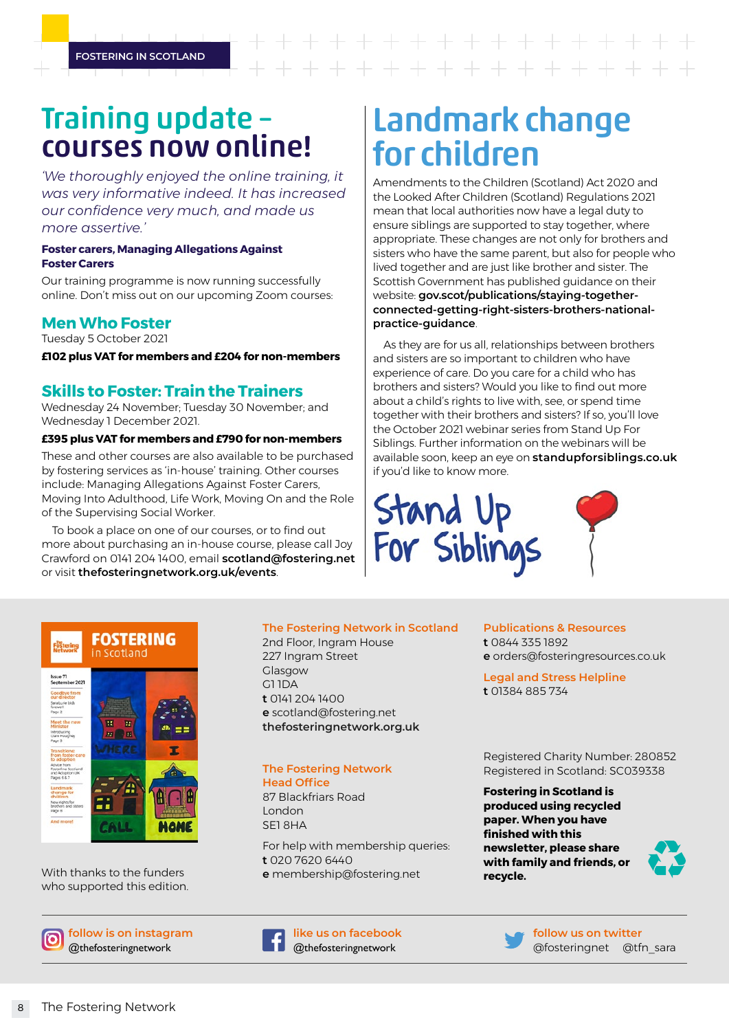FOSTERING IN SCOTLAND

# Training update – courses now online!

*'We thoroughly enjoyed the online training, it was very informative indeed. It has increased our confidence very much, and made us more assertive.'*

**Foster carers, Managing Allegations Against Foster Carers**

Our training programme is now running successfully online. Don't miss out on our upcoming Zoom courses:

## Men Who Foster

Tuesday 5 October 2021

**£102 plus VAT for members and £204 for non-members**

## Skills to Foster: Train the Trainers

Wednesday 24 November; Tuesday 30 November; and Wednesday 1 December 2021.

**£395 plus VAT for members and £790 for non-members**

These and other courses are also available to be purchased by fostering services as 'in-house' training. Other courses include: Managing Allegations Against Foster Carers, Moving Into Adulthood, Life Work, Moving On and the Role of the Supervising Social Worker.

To book a place on one of our courses, or to find out more about purchasing an in-house course, please call Joy Crawford on 0141 204 1400, email **scotland@fostering.net** or visit **thefosteringnetwork.org.uk/events**.

# Landmark change for children

Amendments to the Children (Scotland) Act 2020 and the Looked After Children (Scotland) Regulations 2021 mean that local authorities now have a legal duty to ensure siblings are supported to stay together, where appropriate. These changes are not only for brothers and sisters who have the same parent, but also for people who lived together and are just like brother and sister. The Scottish Government has published guidance on their website: **gov.scot/publications/staying-together-connected-getting-right-sisters-brothers-national-practice-guidance**.

As they are for us all, relationships between brothers and sisters are so important to children who have experience of care. Do you care for a child who has brothers and sisters? Would you like to find out more about a child's rights to live with, see, or spend time together with their brothers and sisters? If so, you'll love the October 2021 webinar series from Stand Up For Siblings. Further information on the webinars will be available soon, keep an eye on **standupforsiblings.co.uk** if you'd like to know more.

Stand Up For Siblings

FOSTERING in Scotland

Issue 71 September 2021

Goodbye from our director

Meet the new Minister

Transitions: from foster care to adoption

Landmark change for children

And more!

With thanks to the funders who supported this edition.

**The Fostering Network in Scotland**
2nd Floor, Ingram House
227 Ingram Street
Glasgow
G1 1DA
**t** 0141 204 1400
**e** scotland@fostering.net
**thefosteringnetwork.org.uk**

**The Fostering Network Head Office**
87 Blackfriars Road
London
SE1 8HA

For help with membership queries:
**t** 020 7620 6440
**e** membership@fostering.net

**Publications & Resources**
**t** 0844 335 1892
**e** orders@fosteringresources.co.uk

**Legal and Stress Helpline**
**t** 01384 885 734

Registered Charity Number: 280852
Registered in Scotland: SC039338

**Fostering in Scotland is produced using recycled paper. When you have finished with this newsletter, please share with family and friends, or recycle.**

follow is on instagram @thefosteringnetwork

like us on facebook @thefosteringnetwork

follow us on twitter @fosteringnet @tfn_sara